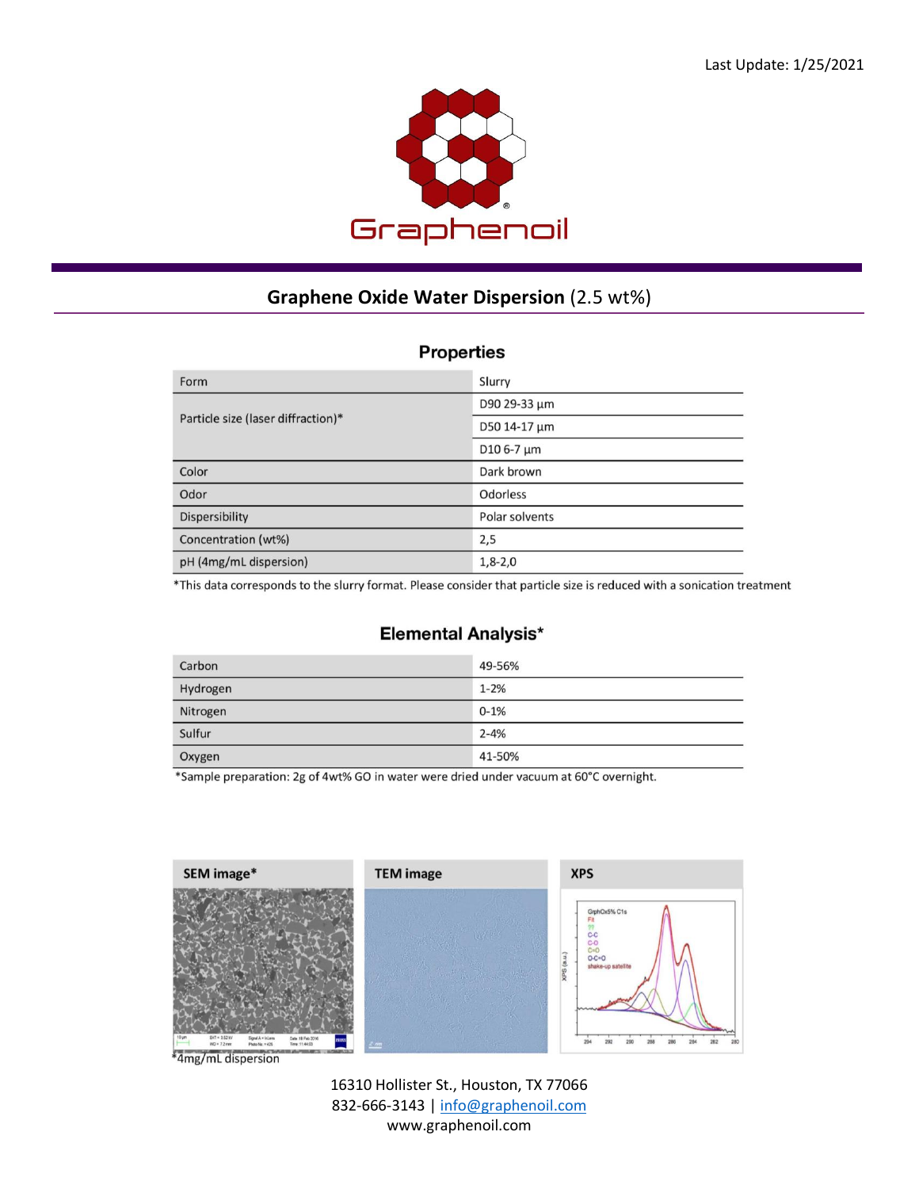Last Update: 1/25/2021

Graphenoil

# Graphene Oxide Water Dispersion (2.5 wt%)

## Properties

| | |
|---|---|
| Form | Slurry |
| Particle size (laser diffraction)* | D90 29-33 µm |
| | D50 14-17 µm |
| | D10 6-7 µm |
| Color | Dark brown |
| Odor | Odorless |
| Dispersibility | Polar solvents |
| Concentration (wt%) | 2,5 |
| pH (4mg/mL dispersion) | 1,8-2,0 |

*This data corresponds to the slurry format. Please consider that particle size is reduced with a sonication treatment

## Elemental Analysis*

| | |
|---|---|
| Carbon | 49-56% |
| Hydrogen | 1-2% |
| Nitrogen | 0-1% |
| Sulfur | 2-4% |
| Oxygen | 41-50% |

*Sample preparation: 2g of 4wt% GO in water were dried under vacuum at 60°C overnight.

**SEM image***

*4mg/mL dispersion

**TEM image**

**XPS**

GrphOx5% C1s
Fit
??
C-C
C-O
C=O
O-C=O
shake-up satellite
XPS (a.u.)
294 292 290 288 286 284 282 280

16310 Hollister St., Houston, TX 77066
832-666-3143 | info@graphenoil.com
www.graphenoil.com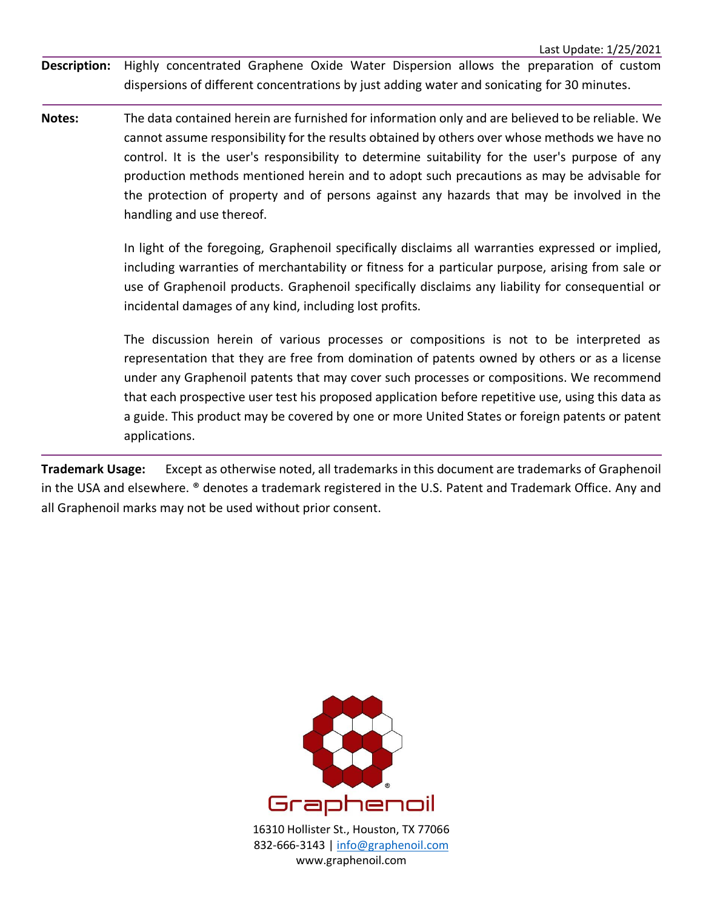Last Update: 1/25/2021

**Description:** Highly concentrated Graphene Oxide Water Dispersion allows the preparation of custom dispersions of different concentrations by just adding water and sonicating for 30 minutes.

**Notes:** The data contained herein are furnished for information only and are believed to be reliable. We cannot assume responsibility for the results obtained by others over whose methods we have no control. It is the user's responsibility to determine suitability for the user's purpose of any production methods mentioned herein and to adopt such precautions as may be advisable for the protection of property and of persons against any hazards that may be involved in the handling and use thereof.

In light of the foregoing, Graphenoil specifically disclaims all warranties expressed or implied, including warranties of merchantability or fitness for a particular purpose, arising from sale or use of Graphenoil products. Graphenoil specifically disclaims any liability for consequential or incidental damages of any kind, including lost profits.

The discussion herein of various processes or compositions is not to be interpreted as representation that they are free from domination of patents owned by others or as a license under any Graphenoil patents that may cover such processes or compositions. We recommend that each prospective user test his proposed application before repetitive use, using this data as a guide. This product may be covered by one or more United States or foreign patents or patent applications.

**Trademark Usage:** Except as otherwise noted, all trademarks in this document are trademarks of Graphenoil in the USA and elsewhere. ® denotes a trademark registered in the U.S. Patent and Trademark Office. Any and all Graphenoil marks may not be used without prior consent.

Graphenoil®

16310 Hollister St., Houston, TX 77066
832-666-3143 | info@graphenoil.com
www.graphenoil.com